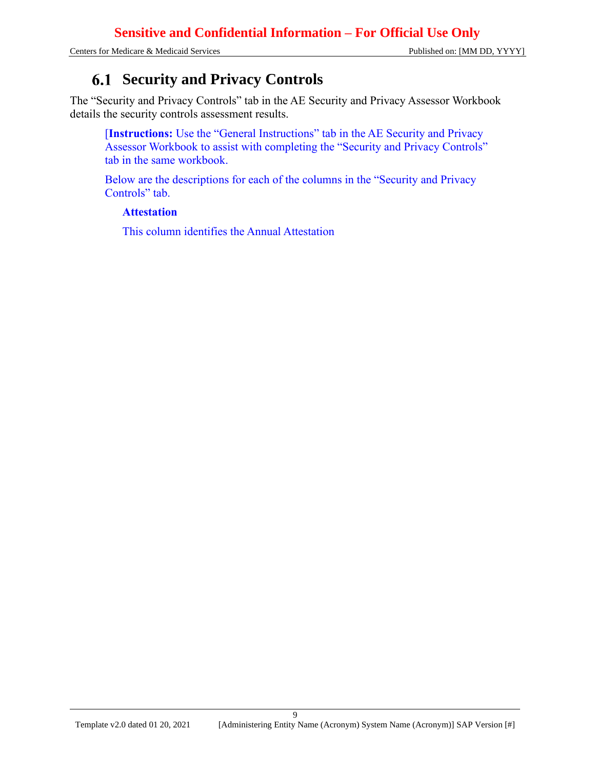## 6.1 Security and Privacy Controls

The “Security and Privacy Controls” tab in the AE Security and Privacy Assessor Workbook details the security controls assessment results.

[**Instructions:** Use the “General Instructions” tab in the AE Security and Privacy Assessor Workbook to assist with completing the “Security and Privacy Controls” tab in the same workbook.

Below are the descriptions for each of the columns in the “Security and Privacy Controls” tab.

**Attestation**

This column identifies the Annual Attestation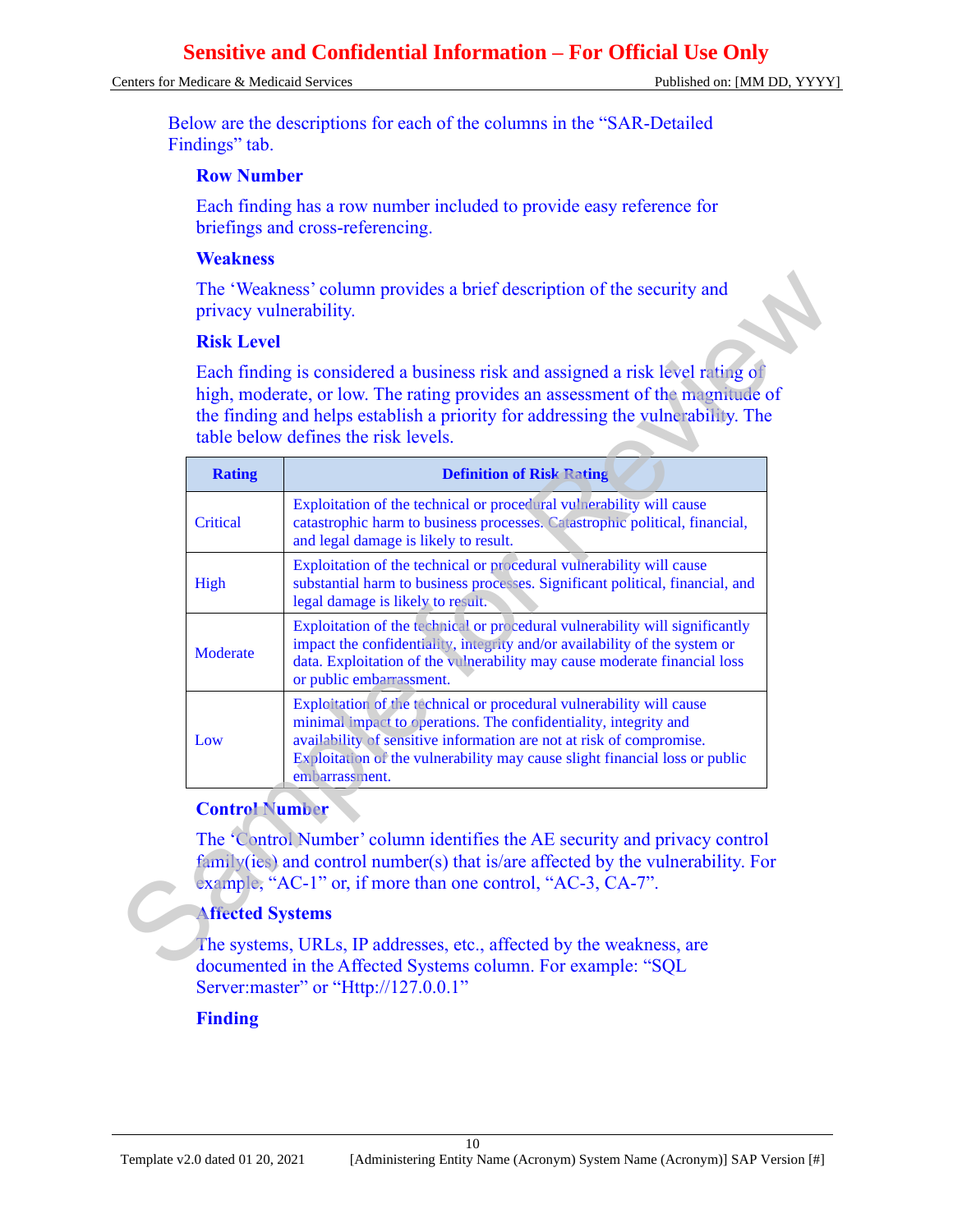Below are the descriptions for each of the columns in the “SAR-Detailed Findings” tab.

### Row Number

Each finding has a row number included to provide easy reference for briefings and cross-referencing.

### Weakness

The ‘Weakness’ column provides a brief description of the security and privacy vulnerability.

### Risk Level

Each finding is considered a business risk and assigned a risk level rating of high, moderate, or low. The rating provides an assessment of the magnitude of the finding and helps establish a priority for addressing the vulnerability. The table below defines the risk levels.

| Rating | Definition of Risk Rating |
| --- | --- |
| Critical | Exploitation of the technical or procedural vulnerability will cause catastrophic harm to business processes. Catastrophic political, financial, and legal damage is likely to result. |
| High | Exploitation of the technical or procedural vulnerability will cause substantial harm to business processes. Significant political, financial, and legal damage is likely to result. |
| Moderate | Exploitation of the technical or procedural vulnerability will significantly impact the confidentiality, integrity and/or availability of the system or data. Exploitation of the vulnerability may cause moderate financial loss or public embarrassment. |
| Low | Exploitation of the technical or procedural vulnerability will cause minimal impact to operations. The confidentiality, integrity and availability of sensitive information are not at risk of compromise. Exploitation of the vulnerability may cause slight financial loss or public embarrassment. |

### Control Number

The ‘Control Number’ column identifies the AE security and privacy control family(ies) and control number(s) that is/are affected by the vulnerability. For example, “AC-1” or, if more than one control, “AC-3, CA-7”.

### Affected Systems

The systems, URLs, IP addresses, etc., affected by the weakness, are documented in the Affected Systems column. For example: “SQL Server:master” or “Http://127.0.0.1”

### Finding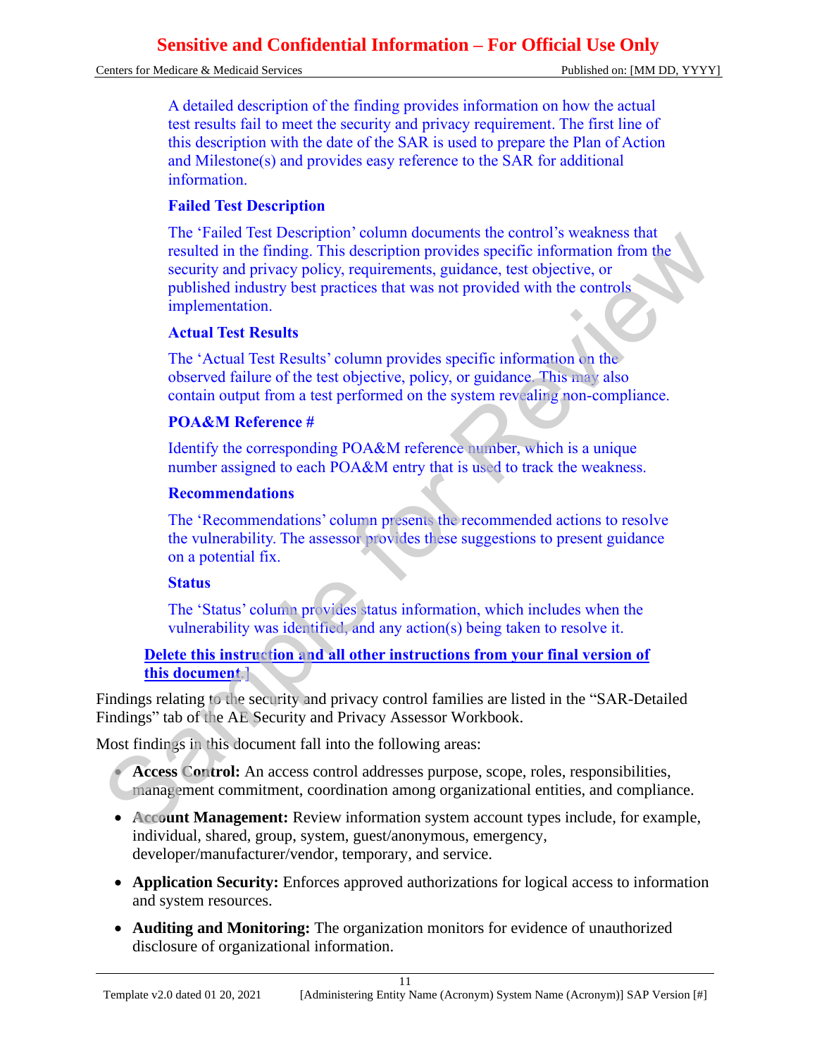A detailed description of the finding provides information on how the actual test results fail to meet the security and privacy requirement. The first line of this description with the date of the SAR is used to prepare the Plan of Action and Milestone(s) and provides easy reference to the SAR for additional information.

**Failed Test Description**

The 'Failed Test Description' column documents the control's weakness that resulted in the finding. This description provides specific information from the security and privacy policy, requirements, guidance, test objective, or published industry best practices that was not provided with the controls implementation.

**Actual Test Results**

The 'Actual Test Results' column provides specific information on the observed failure of the test objective, policy, or guidance. This may also contain output from a test performed on the system revealing non-compliance.

**POA&M Reference #**

Identify the corresponding POA&M reference number, which is a unique number assigned to each POA&M entry that is used to track the weakness.

**Recommendations**

The 'Recommendations' column presents the recommended actions to resolve the vulnerability. The assessor provides these suggestions to present guidance on a potential fix.

**Status**

The 'Status' column provides status information, which includes when the vulnerability was identified, and any action(s) being taken to resolve it.

**Delete this instruction and all other instructions from your final version of this document.**]

Findings relating to the security and privacy control families are listed in the "SAR-Detailed Findings" tab of the AE Security and Privacy Assessor Workbook.

Most findings in this document fall into the following areas:

- **Access Control:** An access control addresses purpose, scope, roles, responsibilities, management commitment, coordination among organizational entities, and compliance.
- **Account Management:** Review information system account types include, for example, individual, shared, group, system, guest/anonymous, emergency, developer/manufacturer/vendor, temporary, and service.
- **Application Security:** Enforces approved authorizations for logical access to information and system resources.
- **Auditing and Monitoring:** The organization monitors for evidence of unauthorized disclosure of organizational information.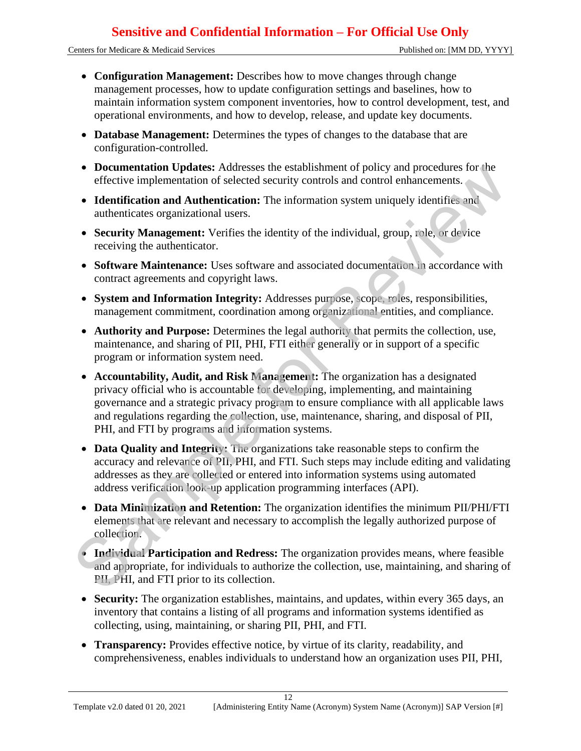- **Configuration Management:** Describes how to move changes through change management processes, how to update configuration settings and baselines, how to maintain information system component inventories, how to control development, test, and operational environments, and how to develop, release, and update key documents.
- **Database Management:** Determines the types of changes to the database that are configuration-controlled.
- **Documentation Updates:** Addresses the establishment of policy and procedures for the effective implementation of selected security controls and control enhancements.
- **Identification and Authentication:** The information system uniquely identifies and authenticates organizational users.
- **Security Management:** Verifies the identity of the individual, group, role, or device receiving the authenticator.
- **Software Maintenance:** Uses software and associated documentation in accordance with contract agreements and copyright laws.
- **System and Information Integrity:** Addresses purpose, scope, roles, responsibilities, management commitment, coordination among organizational entities, and compliance.
- **Authority and Purpose:** Determines the legal authority that permits the collection, use, maintenance, and sharing of PII, PHI, FTI either generally or in support of a specific program or information system need.
- **Accountability, Audit, and Risk Management:** The organization has a designated privacy official who is accountable for developing, implementing, and maintaining governance and a strategic privacy program to ensure compliance with all applicable laws and regulations regarding the collection, use, maintenance, sharing, and disposal of PII, PHI, and FTI by programs and information systems.
- **Data Quality and Integrity:** The organizations take reasonable steps to confirm the accuracy and relevance of PII, PHI, and FTI. Such steps may include editing and validating addresses as they are collected or entered into information systems using automated address verification look-up application programming interfaces (API).
- **Data Minimization and Retention:** The organization identifies the minimum PII/PHI/FTI elements that are relevant and necessary to accomplish the legally authorized purpose of collection.
- **Individual Participation and Redress:** The organization provides means, where feasible and appropriate, for individuals to authorize the collection, use, maintaining, and sharing of PII, PHI, and FTI prior to its collection.
- **Security:** The organization establishes, maintains, and updates, within every 365 days, an inventory that contains a listing of all programs and information systems identified as collecting, using, maintaining, or sharing PII, PHI, and FTI.
- **Transparency:** Provides effective notice, by virtue of its clarity, readability, and comprehensiveness, enables individuals to understand how an organization uses PII, PHI,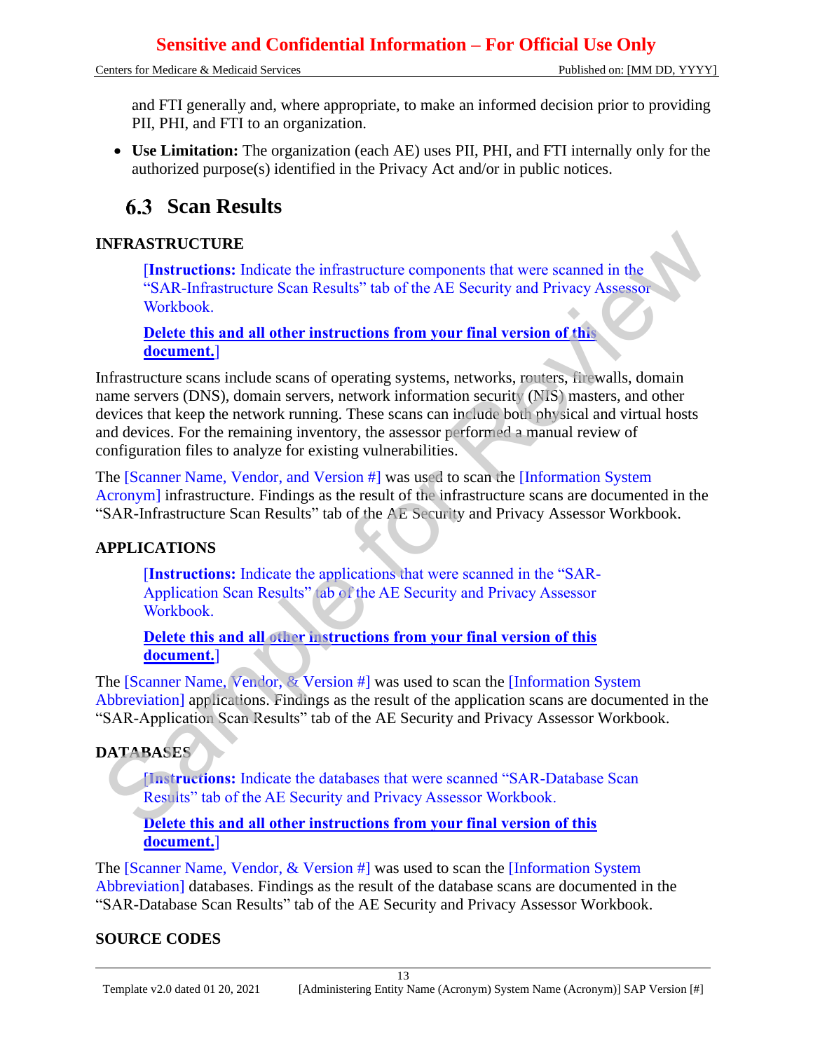and FTI generally and, where appropriate, to make an informed decision prior to providing PII, PHI, and FTI to an organization.

- **Use Limitation:** The organization (each AE) uses PII, PHI, and FTI internally only for the authorized purpose(s) identified in the Privacy Act and/or in public notices.

## 6.3 Scan Results

**INFRASTRUCTURE**

[**Instructions:** Indicate the infrastructure components that were scanned in the "SAR-Infrastructure Scan Results" tab of the AE Security and Privacy Assessor Workbook.

**Delete this and all other instructions from your final version of this document.**]

Infrastructure scans include scans of operating systems, networks, routers, firewalls, domain name servers (DNS), domain servers, network information security (NIS) masters, and other devices that keep the network running. These scans can include both physical and virtual hosts and devices. For the remaining inventory, the assessor performed a manual review of configuration files to analyze for existing vulnerabilities.

The [Scanner Name, Vendor, and Version #] was used to scan the [Information System Acronym] infrastructure. Findings as the result of the infrastructure scans are documented in the "SAR-Infrastructure Scan Results" tab of the AE Security and Privacy Assessor Workbook.

**APPLICATIONS**

[**Instructions:** Indicate the applications that were scanned in the "SAR-Application Scan Results" tab of the AE Security and Privacy Assessor Workbook.

**Delete this and all other instructions from your final version of this document.**]

The [Scanner Name, Vendor, & Version #] was used to scan the [Information System Abbreviation] applications. Findings as the result of the application scans are documented in the "SAR-Application Scan Results" tab of the AE Security and Privacy Assessor Workbook.

**DATABASES**

[**Instructions:** Indicate the databases that were scanned "SAR-Database Scan Results" tab of the AE Security and Privacy Assessor Workbook.

**Delete this and all other instructions from your final version of this document.**]

The [Scanner Name, Vendor, & Version #] was used to scan the [Information System Abbreviation] databases. Findings as the result of the database scans are documented in the "SAR-Database Scan Results" tab of the AE Security and Privacy Assessor Workbook.

**SOURCE CODES**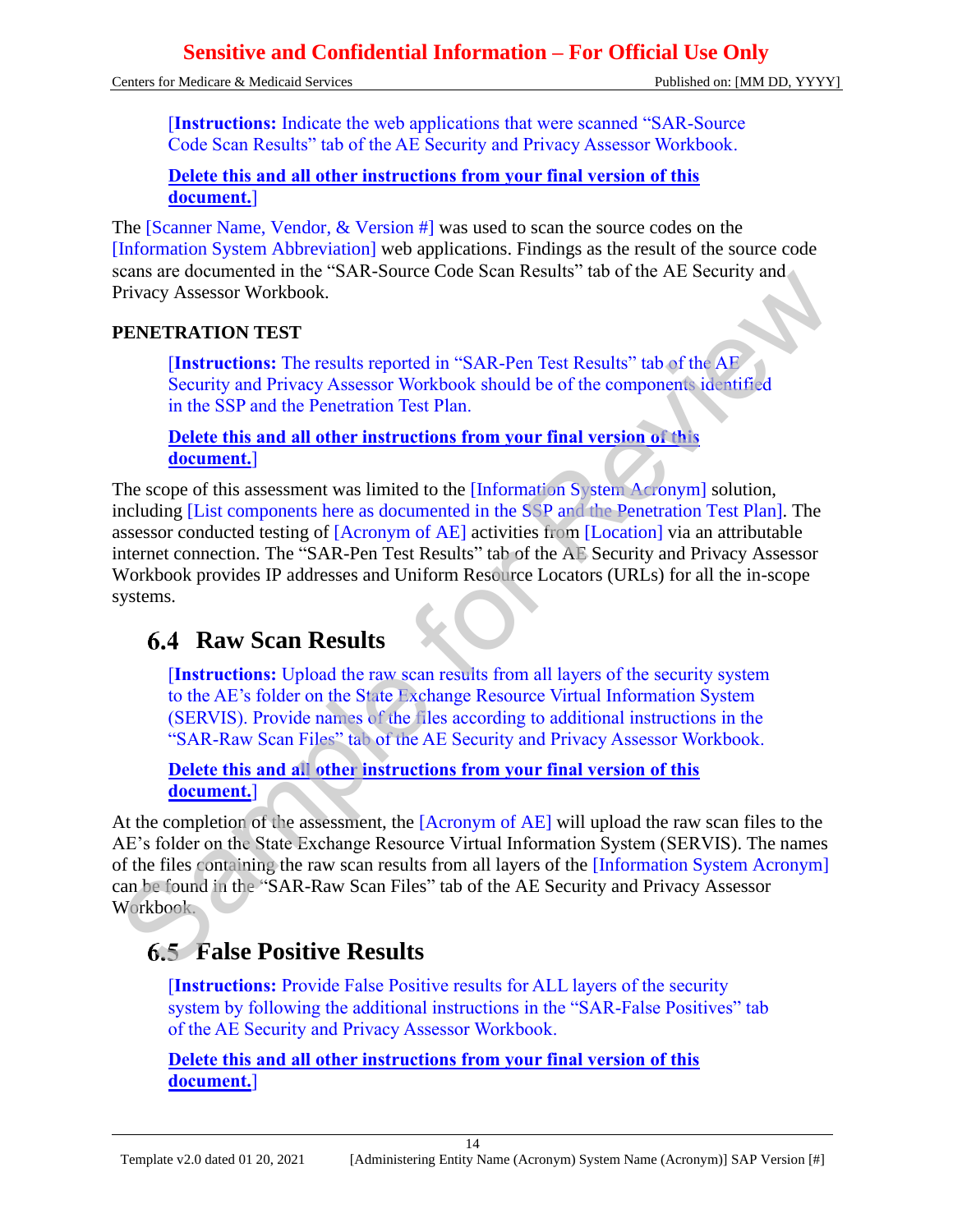[**Instructions:** Indicate the web applications that were scanned "SAR-Source Code Scan Results" tab of the AE Security and Privacy Assessor Workbook.

**Delete this and all other instructions from your final version of this document.**]

The [Scanner Name, Vendor, & Version #] was used to scan the source codes on the [Information System Abbreviation] web applications. Findings as the result of the source code scans are documented in the "SAR-Source Code Scan Results" tab of the AE Security and Privacy Assessor Workbook.

**PENETRATION TEST**

[**Instructions:** The results reported in "SAR-Pen Test Results" tab of the AE Security and Privacy Assessor Workbook should be of the components identified in the SSP and the Penetration Test Plan.

**Delete this and all other instructions from your final version of this document.**]

The scope of this assessment was limited to the [Information System Acronym] solution, including [List components here as documented in the SSP and the Penetration Test Plan]. The assessor conducted testing of [Acronym of AE] activities from [Location] via an attributable internet connection. The "SAR-Pen Test Results" tab of the AE Security and Privacy Assessor Workbook provides IP addresses and Uniform Resource Locators (URLs) for all the in-scope systems.

## 6.4 Raw Scan Results

[**Instructions:** Upload the raw scan results from all layers of the security system to the AE's folder on the State Exchange Resource Virtual Information System (SERVIS). Provide names of the files according to additional instructions in the "SAR-Raw Scan Files" tab of the AE Security and Privacy Assessor Workbook.

**Delete this and all other instructions from your final version of this document.**]

At the completion of the assessment, the [Acronym of AE] will upload the raw scan files to the AE's folder on the State Exchange Resource Virtual Information System (SERVIS). The names of the files containing the raw scan results from all layers of the [Information System Acronym] can be found in the "SAR-Raw Scan Files" tab of the AE Security and Privacy Assessor Workbook.

## 6.5 False Positive Results

[**Instructions:** Provide False Positive results for ALL layers of the security system by following the additional instructions in the "SAR-False Positives" tab of the AE Security and Privacy Assessor Workbook.

**Delete this and all other instructions from your final version of this document.**]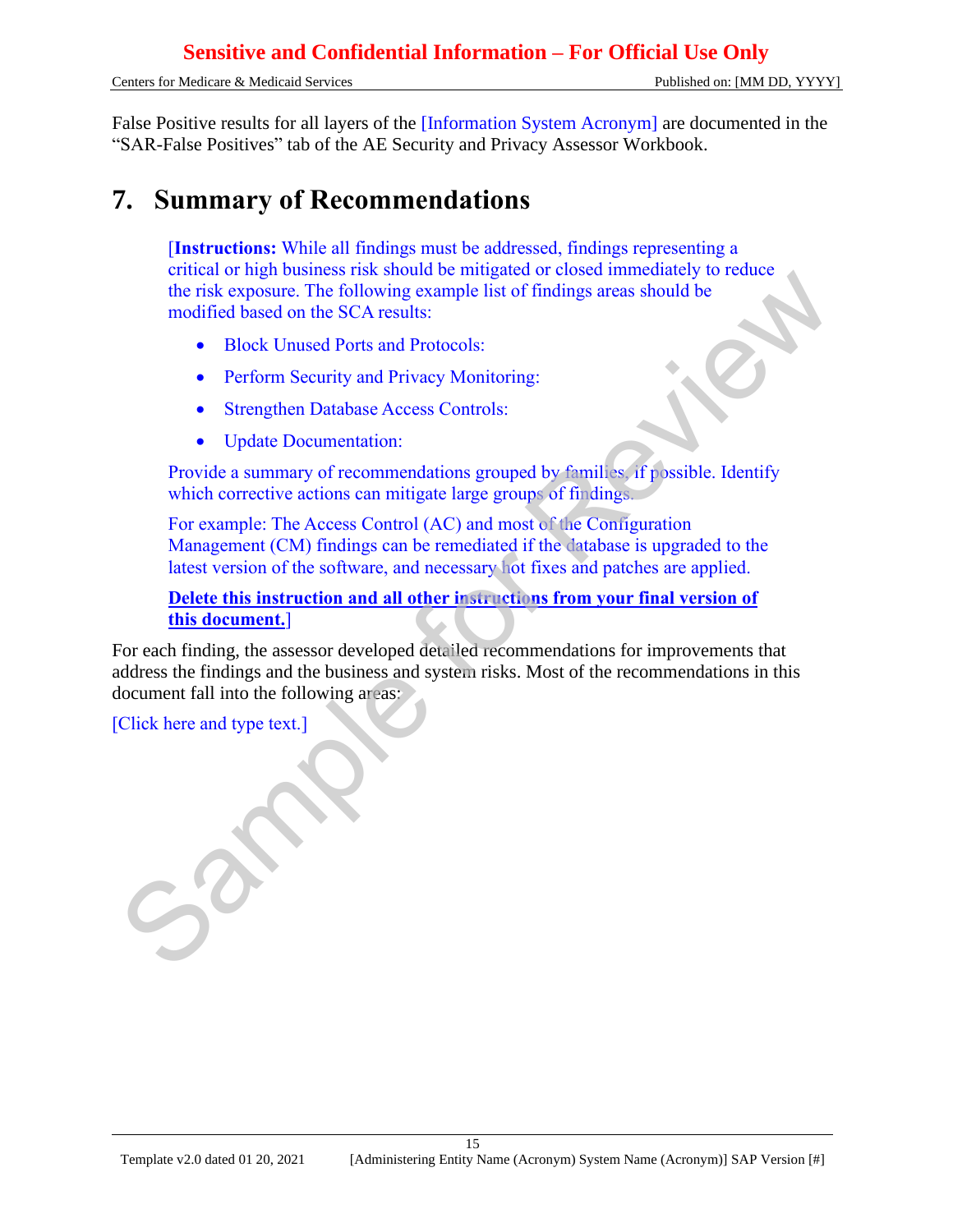False Positive results for all layers of the [Information System Acronym] are documented in the "SAR-False Positives" tab of the AE Security and Privacy Assessor Workbook.

# 7. Summary of Recommendations

[**Instructions:** While all findings must be addressed, findings representing a critical or high business risk should be mitigated or closed immediately to reduce the risk exposure. The following example list of findings areas should be modified based on the SCA results:

- Block Unused Ports and Protocols:
- Perform Security and Privacy Monitoring:
- Strengthen Database Access Controls:
- Update Documentation:

Provide a summary of recommendations grouped by families, if possible. Identify which corrective actions can mitigate large groups of findings.

For example: The Access Control (AC) and most of the Configuration Management (CM) findings can be remediated if the database is upgraded to the latest version of the software, and necessary hot fixes and patches are applied.

**Delete this instruction and all other instructions from your final version of this document.**]

For each finding, the assessor developed detailed recommendations for improvements that address the findings and the business and system risks. Most of the recommendations in this document fall into the following areas:

[Click here and type text.]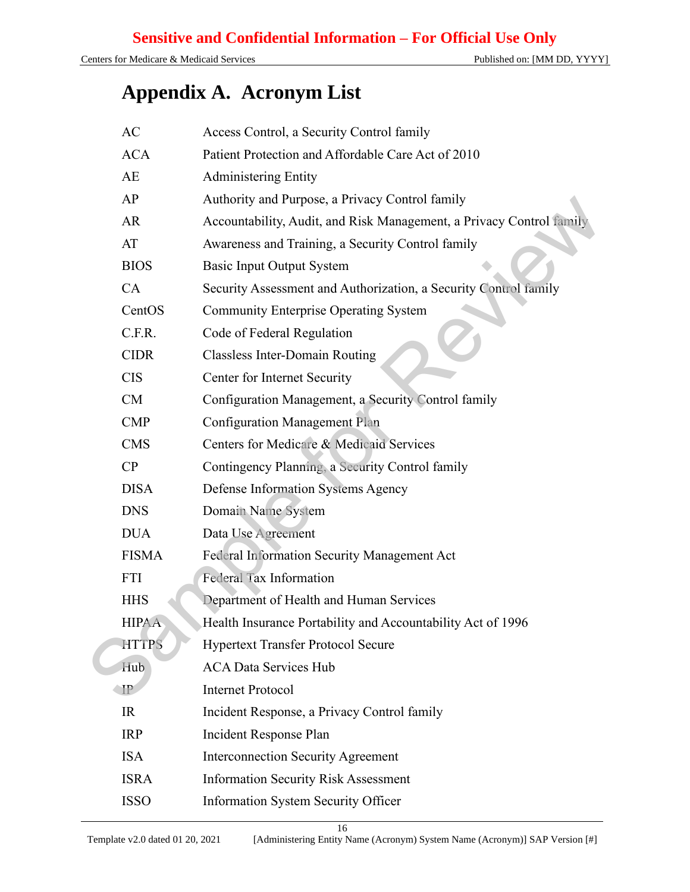# Appendix A. Acronym List

| | |
|---|---|
| AC | Access Control, a Security Control family |
| ACA | Patient Protection and Affordable Care Act of 2010 |
| AE | Administering Entity |
| AP | Authority and Purpose, a Privacy Control family |
| AR | Accountability, Audit, and Risk Management, a Privacy Control family |
| AT | Awareness and Training, a Security Control family |
| BIOS | Basic Input Output System |
| CA | Security Assessment and Authorization, a Security Control family |
| CentOS | Community Enterprise Operating System |
| C.F.R. | Code of Federal Regulation |
| CIDR | Classless Inter-Domain Routing |
| CIS | Center for Internet Security |
| CM | Configuration Management, a Security Control family |
| CMP | Configuration Management Plan |
| CMS | Centers for Medicare & Medicaid Services |
| CP | Contingency Planning, a Security Control family |
| DISA | Defense Information Systems Agency |
| DNS | Domain Name System |
| DUA | Data Use Agreement |
| FISMA | Federal Information Security Management Act |
| FTI | Federal Tax Information |
| HHS | Department of Health and Human Services |
| HIPAA | Health Insurance Portability and Accountability Act of 1996 |
| HTTPS | Hypertext Transfer Protocol Secure |
| Hub | ACA Data Services Hub |
| IP | Internet Protocol |
| IR | Incident Response, a Privacy Control family |
| IRP | Incident Response Plan |
| ISA | Interconnection Security Agreement |
| ISRA | Information Security Risk Assessment |
| ISSO | Information System Security Officer |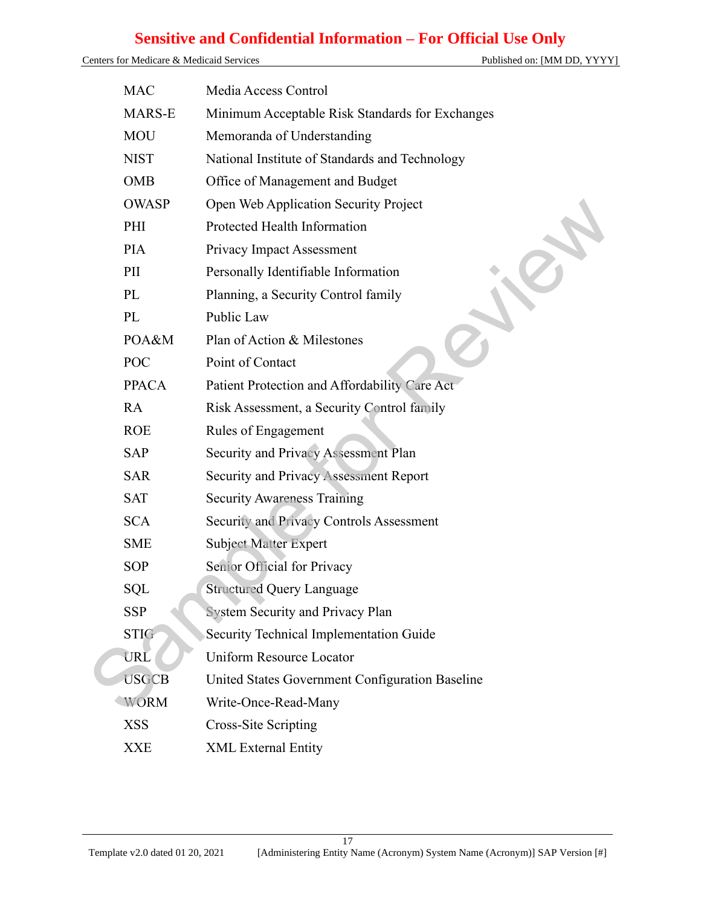| | |
|---|---|
| MAC | Media Access Control |
| MARS-E | Minimum Acceptable Risk Standards for Exchanges |
| MOU | Memoranda of Understanding |
| NIST | National Institute of Standards and Technology |
| OMB | Office of Management and Budget |
| OWASP | Open Web Application Security Project |
| PHI | Protected Health Information |
| PIA | Privacy Impact Assessment |
| PII | Personally Identifiable Information |
| PL | Planning, a Security Control family |
| PL | Public Law |
| POA&M | Plan of Action & Milestones |
| POC | Point of Contact |
| PPACA | Patient Protection and Affordability Care Act |
| RA | Risk Assessment, a Security Control family |
| ROE | Rules of Engagement |
| SAP | Security and Privacy Assessment Plan |
| SAR | Security and Privacy Assessment Report |
| SAT | Security Awareness Training |
| SCA | Security and Privacy Controls Assessment |
| SME | Subject Matter Expert |
| SOP | Senior Official for Privacy |
| SQL | Structured Query Language |
| SSP | System Security and Privacy Plan |
| STIG | Security Technical Implementation Guide |
| URL | Uniform Resource Locator |
| USGCB | United States Government Configuration Baseline |
| WORM | Write-Once-Read-Many |
| XSS | Cross-Site Scripting |
| XXE | XML External Entity |